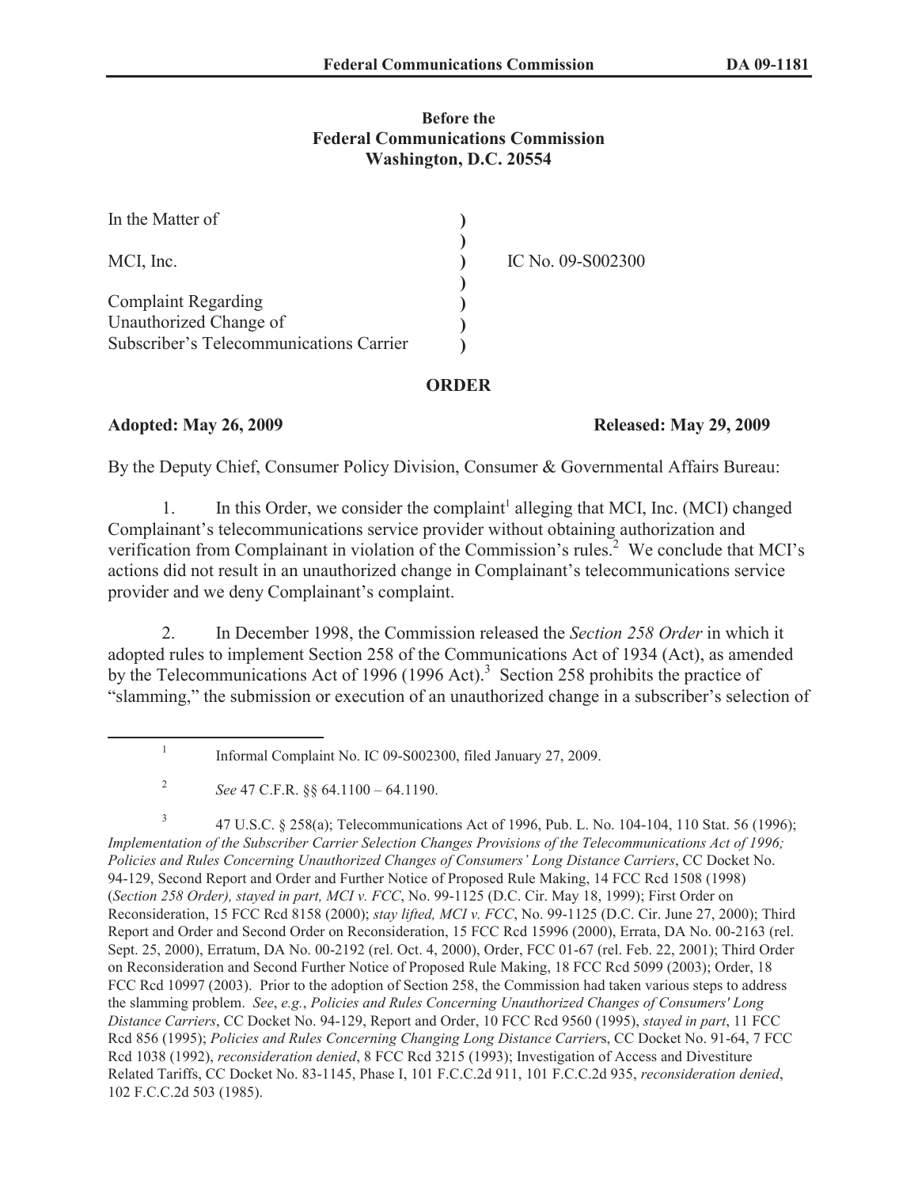**Before the**
**Federal Communications Commission**
**Washington, D.C. 20554**

| | | |
|---|---|---|
| In the Matter of | ) | |
| | ) | |
| MCI, Inc. | ) | IC No. 09-S002300 |
| | ) | |
| Complaint Regarding | ) | |
| Unauthorized Change of | ) | |
| Subscriber's Telecommunications Carrier | ) | |

## ORDER

**Adopted: May 26, 2009** **Released: May 29, 2009**

By the Deputy Chief, Consumer Policy Division, Consumer & Governmental Affairs Bureau:

1. In this Order, we consider the complaint[1] alleging that MCI, Inc. (MCI) changed Complainant's telecommunications service provider without obtaining authorization and verification from Complainant in violation of the Commission's rules.[2] We conclude that MCI's actions did not result in an unauthorized change in Complainant's telecommunications service provider and we deny Complainant's complaint.

2. In December 1998, the Commission released the *Section 258 Order* in which it adopted rules to implement Section 258 of the Communications Act of 1934 (Act), as amended by the Telecommunications Act of 1996 (1996 Act).[3] Section 258 prohibits the practice of "slamming," the submission or execution of an unauthorized change in a subscriber's selection of

---

[1] Informal Complaint No. IC 09-S002300, filed January 27, 2009.

[2] *See* 47 C.F.R. §§ 64.1100 – 64.1190.

[3] 47 U.S.C. § 258(a); Telecommunications Act of 1996, Pub. L. No. 104-104, 110 Stat. 56 (1996); *Implementation of the Subscriber Carrier Selection Changes Provisions of the Telecommunications Act of 1996; Policies and Rules Concerning Unauthorized Changes of Consumers' Long Distance Carriers*, CC Docket No. 94-129, Second Report and Order and Further Notice of Proposed Rule Making, 14 FCC Rcd 1508 (1998) (*Section 258 Order), stayed in part, MCI v. FCC*, No. 99-1125 (D.C. Cir. May 18, 1999); First Order on Reconsideration, 15 FCC Rcd 8158 (2000); *stay lifted, MCI v. FCC*, No. 99-1125 (D.C. Cir. June 27, 2000); Third Report and Order and Second Order on Reconsideration, 15 FCC Rcd 15996 (2000), Errata, DA No. 00-2163 (rel. Sept. 25, 2000), Erratum, DA No. 00-2192 (rel. Oct. 4, 2000), Order, FCC 01-67 (rel. Feb. 22, 2001); Third Order on Reconsideration and Second Further Notice of Proposed Rule Making, 18 FCC Rcd 5099 (2003); Order, 18 FCC Rcd 10997 (2003). Prior to the adoption of Section 258, the Commission had taken various steps to address the slamming problem. *See*, *e.g.*, *Policies and Rules Concerning Unauthorized Changes of Consumers' Long Distance Carriers*, CC Docket No. 94-129, Report and Order, 10 FCC Rcd 9560 (1995), *stayed in part*, 11 FCC Rcd 856 (1995); *Policies and Rules Concerning Changing Long Distance Carrier*s, CC Docket No. 91-64, 7 FCC Rcd 1038 (1992), *reconsideration denied*, 8 FCC Rcd 3215 (1993); Investigation of Access and Divestiture Related Tariffs, CC Docket No. 83-1145, Phase I, 101 F.C.C.2d 911, 101 F.C.C.2d 935, *reconsideration denied*, 102 F.C.C.2d 503 (1985).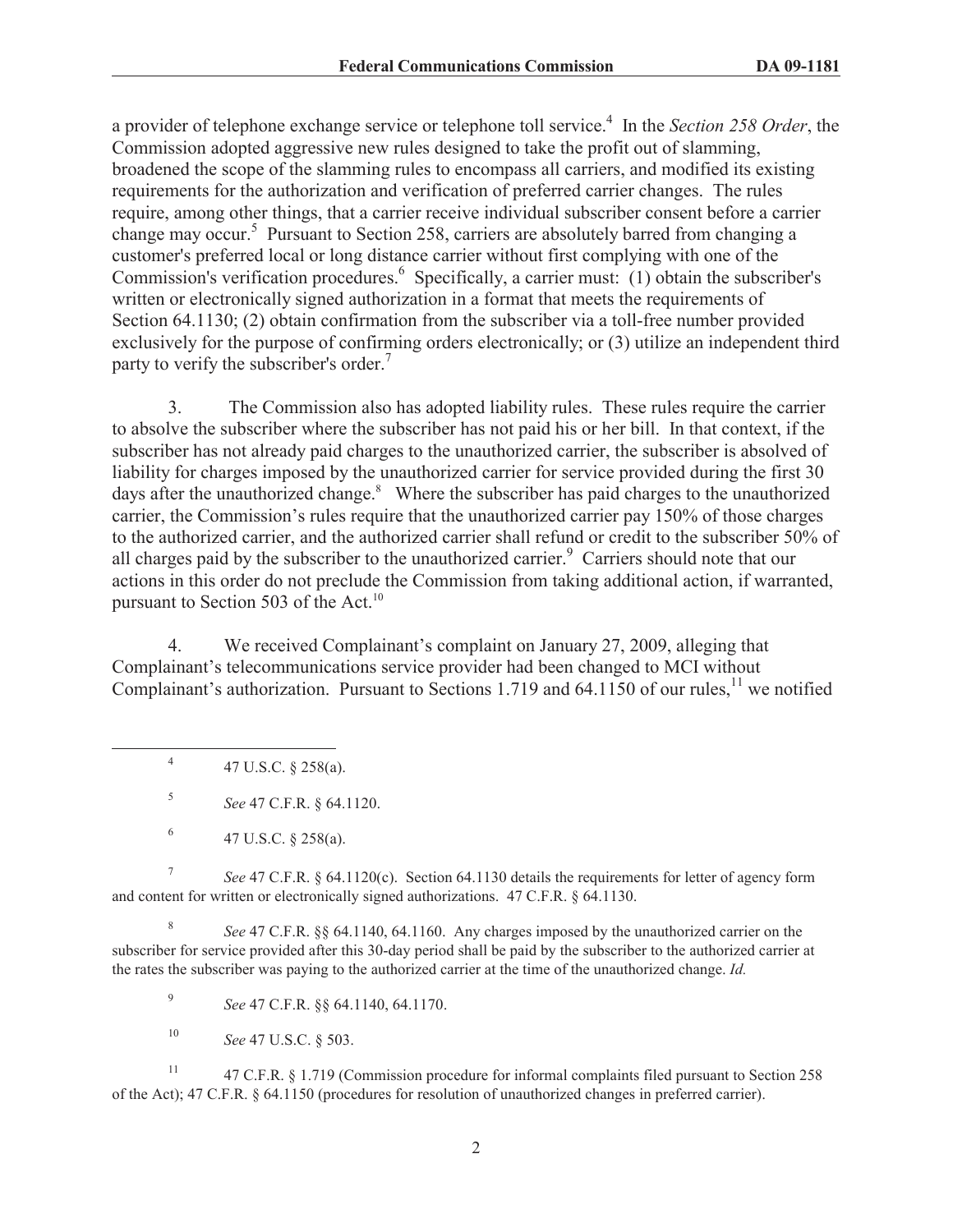a provider of telephone exchange service or telephone toll service.[4] In the *Section 258 Order*, the Commission adopted aggressive new rules designed to take the profit out of slamming, broadened the scope of the slamming rules to encompass all carriers, and modified its existing requirements for the authorization and verification of preferred carrier changes. The rules require, among other things, that a carrier receive individual subscriber consent before a carrier change may occur.[5] Pursuant to Section 258, carriers are absolutely barred from changing a customer's preferred local or long distance carrier without first complying with one of the Commission's verification procedures.[6] Specifically, a carrier must: (1) obtain the subscriber's written or electronically signed authorization in a format that meets the requirements of Section 64.1130; (2) obtain confirmation from the subscriber via a toll-free number provided exclusively for the purpose of confirming orders electronically; or (3) utilize an independent third party to verify the subscriber's order.[7]

3. The Commission also has adopted liability rules. These rules require the carrier to absolve the subscriber where the subscriber has not paid his or her bill. In that context, if the subscriber has not already paid charges to the unauthorized carrier, the subscriber is absolved of liability for charges imposed by the unauthorized carrier for service provided during the first 30 days after the unauthorized change.[8] Where the subscriber has paid charges to the unauthorized carrier, the Commission's rules require that the unauthorized carrier pay 150% of those charges to the authorized carrier, and the authorized carrier shall refund or credit to the subscriber 50% of all charges paid by the subscriber to the unauthorized carrier.[9] Carriers should note that our actions in this order do not preclude the Commission from taking additional action, if warranted, pursuant to Section 503 of the Act.[10]

4. We received Complainant's complaint on January 27, 2009, alleging that Complainant's telecommunications service provider had been changed to MCI without Complainant's authorization. Pursuant to Sections 1.719 and 64.1150 of our rules,[11] we notified

---

[4] 47 U.S.C. § 258(a).

[5] *See* 47 C.F.R. § 64.1120.

[6] 47 U.S.C. § 258(a).

[7] *See* 47 C.F.R. § 64.1120(c). Section 64.1130 details the requirements for letter of agency form and content for written or electronically signed authorizations. 47 C.F.R. § 64.1130.

[8] *See* 47 C.F.R. §§ 64.1140, 64.1160. Any charges imposed by the unauthorized carrier on the subscriber for service provided after this 30-day period shall be paid by the subscriber to the authorized carrier at the rates the subscriber was paying to the authorized carrier at the time of the unauthorized change. *Id.*

[9] *See* 47 C.F.R. §§ 64.1140, 64.1170.

[10] *See* 47 U.S.C. § 503.

[11] 47 C.F.R. § 1.719 (Commission procedure for informal complaints filed pursuant to Section 258 of the Act); 47 C.F.R. § 64.1150 (procedures for resolution of unauthorized changes in preferred carrier).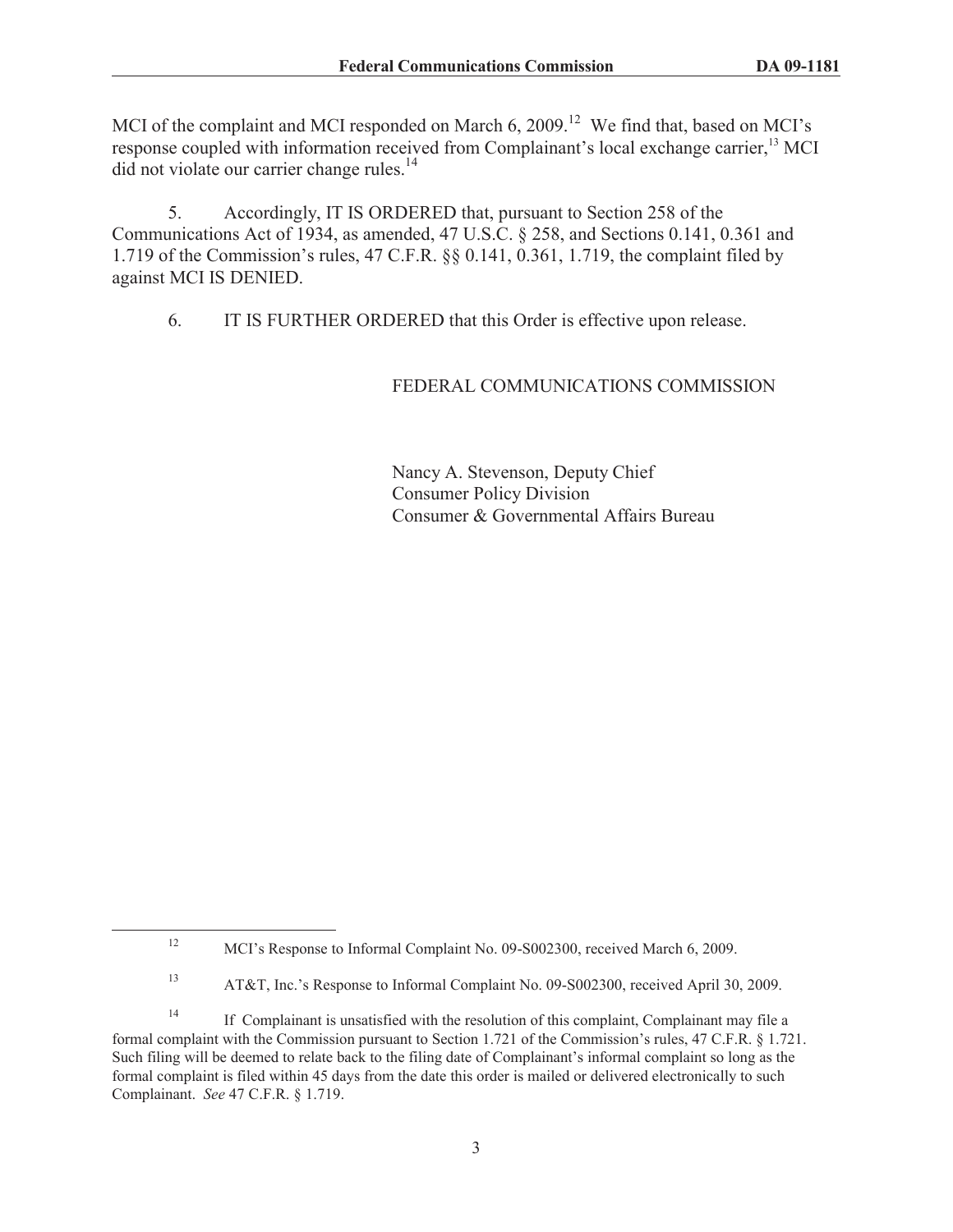MCI of the complaint and MCI responded on March 6, 2009.[12] We find that, based on MCI's response coupled with information received from Complainant's local exchange carrier,[13] MCI did not violate our carrier change rules.[14]

5. Accordingly, IT IS ORDERED that, pursuant to Section 258 of the Communications Act of 1934, as amended, 47 U.S.C. § 258, and Sections 0.141, 0.361 and 1.719 of the Commission's rules, 47 C.F.R. §§ 0.141, 0.361, 1.719, the complaint filed by against MCI IS DENIED.

6. IT IS FURTHER ORDERED that this Order is effective upon release.

FEDERAL COMMUNICATIONS COMMISSION

Nancy A. Stevenson, Deputy Chief
Consumer Policy Division
Consumer & Governmental Affairs Bureau

---

[12] MCI's Response to Informal Complaint No. 09-S002300, received March 6, 2009.

[13] AT&T, Inc.'s Response to Informal Complaint No. 09-S002300, received April 30, 2009.

[14] If Complainant is unsatisfied with the resolution of this complaint, Complainant may file a formal complaint with the Commission pursuant to Section 1.721 of the Commission's rules, 47 C.F.R. § 1.721. Such filing will be deemed to relate back to the filing date of Complainant's informal complaint so long as the formal complaint is filed within 45 days from the date this order is mailed or delivered electronically to such Complainant. *See* 47 C.F.R. § 1.719.